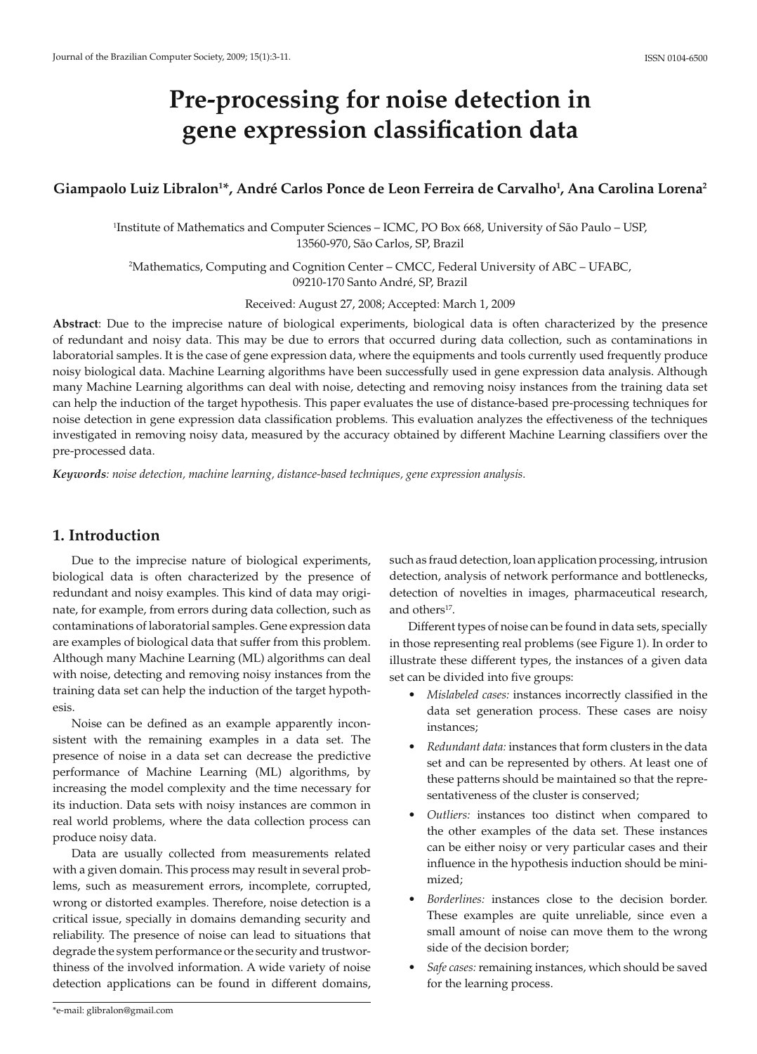# Pre-processing for noise detection in gene expression classification data

**Giampaolo Luiz Libralon[1]\*, André Carlos Ponce de Leon Ferreira de Carvalho[1], Ana Carolina Lorena[2]**

[1]Institute of Mathematics and Computer Sciences – ICMC, PO Box 668, University of São Paulo – USP, 13560-970, São Carlos, SP, Brazil

[2]Mathematics, Computing and Cognition Center – CMCC, Federal University of ABC – UFABC, 09210-170 Santo André, SP, Brazil

Received: August 27, 2008; Accepted: March 1, 2009

**Abstract**: Due to the imprecise nature of biological experiments, biological data is often characterized by the presence of redundant and noisy data. This may be due to errors that occurred during data collection, such as contaminations in laboratorial samples. It is the case of gene expression data, where the equipments and tools currently used frequently produce noisy biological data. Machine Learning algorithms have been successfully used in gene expression data analysis. Although many Machine Learning algorithms can deal with noise, detecting and removing noisy instances from the training data set can help the induction of the target hypothesis. This paper evaluates the use of distance-based pre-processing techniques for noise detection in gene expression data classification problems. This evaluation analyzes the effectiveness of the techniques investigated in removing noisy data, measured by the accuracy obtained by different Machine Learning classifiers over the pre-processed data.

***Keywords****: noise detection, machine learning, distance-based techniques, gene expression analysis.*

## 1. Introduction

Due to the imprecise nature of biological experiments, biological data is often characterized by the presence of redundant and noisy examples. This kind of data may originate, for example, from errors during data collection, such as contaminations of laboratorial samples. Gene expression data are examples of biological data that suffer from this problem. Although many Machine Learning (ML) algorithms can deal with noise, detecting and removing noisy instances from the training data set can help the induction of the target hypothesis.

Noise can be defined as an example apparently inconsistent with the remaining examples in a data set. The presence of noise in a data set can decrease the predictive performance of Machine Learning (ML) algorithms, by increasing the model complexity and the time necessary for its induction. Data sets with noisy instances are common in real world problems, where the data collection process can produce noisy data.

Data are usually collected from measurements related with a given domain. This process may result in several problems, such as measurement errors, incomplete, corrupted, wrong or distorted examples. Therefore, noise detection is a critical issue, specially in domains demanding security and reliability. The presence of noise can lead to situations that degrade the system performance or the security and trustworthiness of the involved information. A wide variety of noise detection applications can be found in different domains, such as fraud detection, loan application processing, intrusion detection, analysis of network performance and bottlenecks, detection of novelties in images, pharmaceutical research, and others[17].

Different types of noise can be found in data sets, specially in those representing real problems (see Figure 1). In order to illustrate these different types, the instances of a given data set can be divided into five groups:

- *Mislabeled cases:* instances incorrectly classified in the data set generation process. These cases are noisy instances;
- *Redundant data:* instances that form clusters in the data set and can be represented by others. At least one of these patterns should be maintained so that the representativeness of the cluster is conserved;
- *Outliers:* instances too distinct when compared to the other examples of the data set. These instances can be either noisy or very particular cases and their influence in the hypothesis induction should be minimized;
- *Borderlines:* instances close to the decision border. These examples are quite unreliable, since even a small amount of noise can move them to the wrong side of the decision border;
- *Safe cases:* remaining instances, which should be saved for the learning process.

\*e-mail: glibralon@gmail.com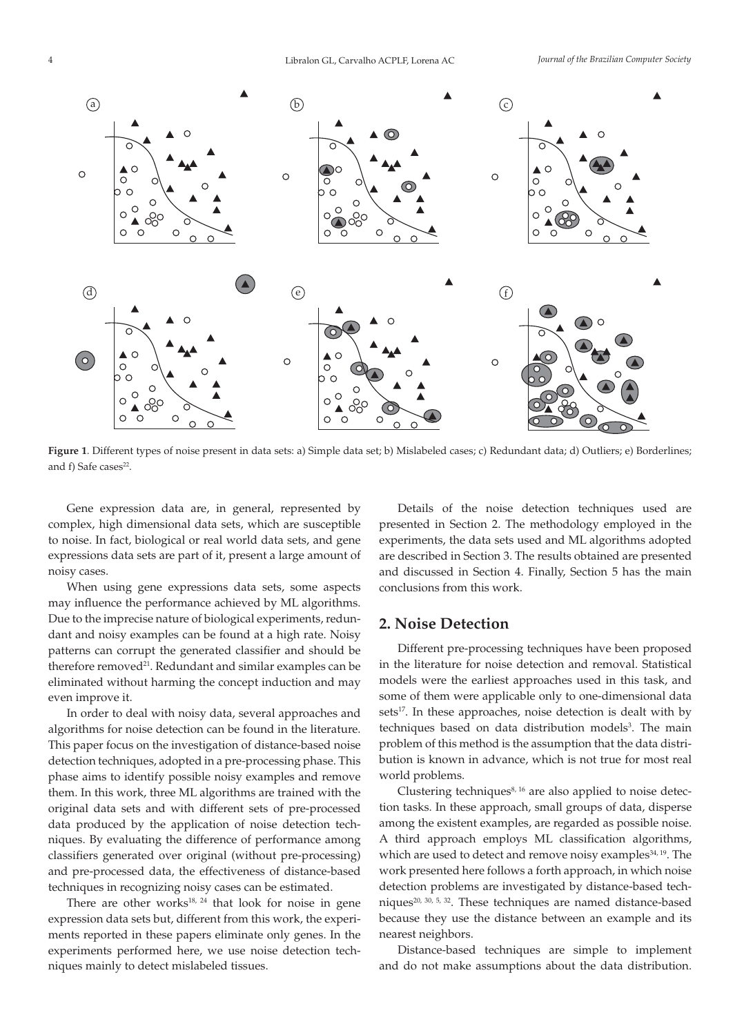**Figure 1**. Different types of noise present in data sets: a) Simple data set; b) Mislabeled cases; c) Redundant data; d) Outliers; e) Borderlines; and f) Safe cases[22].

Gene expression data are, in general, represented by complex, high dimensional data sets, which are susceptible to noise. In fact, biological or real world data sets, and gene expressions data sets are part of it, present a large amount of noisy cases.

When using gene expressions data sets, some aspects may influence the performance achieved by ML algorithms. Due to the imprecise nature of biological experiments, redundant and noisy examples can be found at a high rate. Noisy patterns can corrupt the generated classifier and should be therefore removed[21]. Redundant and similar examples can be eliminated without harming the concept induction and may even improve it.

In order to deal with noisy data, several approaches and algorithms for noise detection can be found in the literature. This paper focus on the investigation of distance-based noise detection techniques, adopted in a pre-processing phase. This phase aims to identify possible noisy examples and remove them. In this work, three ML algorithms are trained with the original data sets and with different sets of pre-processed data produced by the application of noise detection techniques. By evaluating the difference of performance among classifiers generated over original (without pre-processing) and pre-processed data, the effectiveness of distance-based techniques in recognizing noisy cases can be estimated.

There are other works[18, 24] that look for noise in gene expression data sets but, different from this work, the experiments reported in these papers eliminate only genes. In the experiments performed here, we use noise detection techniques mainly to detect mislabeled tissues.

Details of the noise detection techniques used are presented in Section 2. The methodology employed in the experiments, the data sets used and ML algorithms adopted are described in Section 3. The results obtained are presented and discussed in Section 4. Finally, Section 5 has the main conclusions from this work.

## 2. Noise Detection

Different pre-processing techniques have been proposed in the literature for noise detection and removal. Statistical models were the earliest approaches used in this task, and some of them were applicable only to one-dimensional data sets[17]. In these approaches, noise detection is dealt with by techniques based on data distribution models[3]. The main problem of this method is the assumption that the data distribution is known in advance, which is not true for most real world problems.

Clustering techniques[8, 16] are also applied to noise detection tasks. In these approach, small groups of data, disperse among the existent examples, are regarded as possible noise. A third approach employs ML classification algorithms, which are used to detect and remove noisy examples[34, 19]. The work presented here follows a forth approach, in which noise detection problems are investigated by distance-based techniques[20, 30, 5, 32]. These techniques are named distance-based because they use the distance between an example and its nearest neighbors.

Distance-based techniques are simple to implement and do not make assumptions about the data distribution.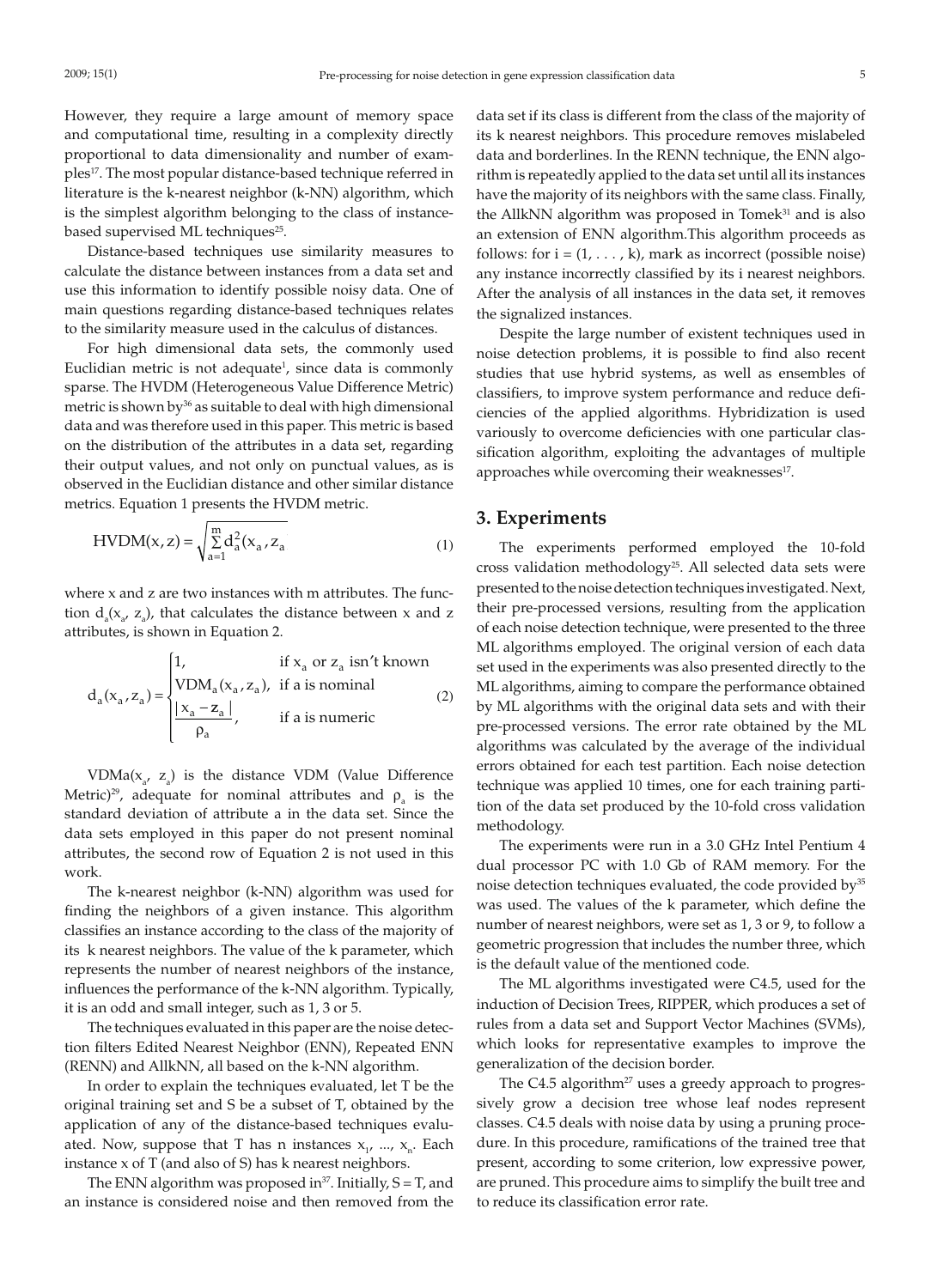However, they require a large amount of memory space and computational time, resulting in a complexity directly proportional to data dimensionality and number of examples[17]. The most popular distance-based technique referred in literature is the k-nearest neighbor (k-NN) algorithm, which is the simplest algorithm belonging to the class of instance-based supervised ML techniques[25].

Distance-based techniques use similarity measures to calculate the distance between instances from a data set and use this information to identify possible noisy data. One of main questions regarding distance-based techniques relates to the similarity measure used in the calculus of distances.

For high dimensional data sets, the commonly used Euclidian metric is not adequate[1], since data is commonly sparse. The HVDM (Heterogeneous Value Difference Metric) metric is shown by[36] as suitable to deal with high dimensional data and was therefore used in this paper. This metric is based on the distribution of the attributes in a data set, regarding their output values, and not only on punctual values, as is observed in the Euclidian distance and other similar distance metrics. Equation 1 presents the HVDM metric.

$$\text{HVDM}(x, z) = \sqrt{\sum_{a=1}^{m} d_a^2(x_a, z_a} \quad (1)$$

where x and z are two instances with m attributes. The function $d_a(x_a, z_a)$, that calculates the distance between x and z attributes, is shown in Equation 2.

$$d_a(x_a, z_a) = \begin{cases} 1, & \text{if } x_a \text{ or } z_a \text{ isn't known} \\ \text{VDM}_a(x_a, z_a), & \text{if a is nominal} \\ \dfrac{|x_a - z_a|}{\rho_a}, & \text{if a is numeric} \end{cases} \quad (2)$$

VDMa($x_a$, $z_a$) is the distance VDM (Value Difference Metric)[29], adequate for nominal attributes and $\rho_a$ is the standard deviation of attribute a in the data set. Since the data sets employed in this paper do not present nominal attributes, the second row of Equation 2 is not used in this work.

The k-nearest neighbor (k-NN) algorithm was used for finding the neighbors of a given instance. This algorithm classifies an instance according to the class of the majority of its k nearest neighbors. The value of the k parameter, which represents the number of nearest neighbors of the instance, influences the performance of the k-NN algorithm. Typically, it is an odd and small integer, such as 1, 3 or 5.

The techniques evaluated in this paper are the noise detection filters Edited Nearest Neighbor (ENN), Repeated ENN (RENN) and AllkNN, all based on the k-NN algorithm.

In order to explain the techniques evaluated, let T be the original training set and S be a subset of T, obtained by the application of any of the distance-based techniques evaluated. Now, suppose that T has n instances $x_1$, ..., $x_n$. Each instance x of T (and also of S) has k nearest neighbors.

The ENN algorithm was proposed in[37]. Initially, S = T, and an instance is considered noise and then removed from the data set if its class is different from the class of the majority of its k nearest neighbors. This procedure removes mislabeled data and borderlines. In the RENN technique, the ENN algorithm is repeatedly applied to the data set until all its instances have the majority of its neighbors with the same class. Finally, the AllkNN algorithm was proposed in Tomek[31] and is also an extension of ENN algorithm.This algorithm proceeds as follows: for i = (1, . . . , k), mark as incorrect (possible noise) any instance incorrectly classified by its i nearest neighbors. After the analysis of all instances in the data set, it removes the signalized instances.

Despite the large number of existent techniques used in noise detection problems, it is possible to find also recent studies that use hybrid systems, as well as ensembles of classifiers, to improve system performance and reduce deficiencies of the applied algorithms. Hybridization is used variously to overcome deficiencies with one particular classification algorithm, exploiting the advantages of multiple approaches while overcoming their weaknesses[17].

## 3. Experiments

The experiments performed employed the 10-fold cross validation methodology[25]. All selected data sets were presented to the noise detection techniques investigated. Next, their pre-processed versions, resulting from the application of each noise detection technique, were presented to the three ML algorithms employed. The original version of each data set used in the experiments was also presented directly to the ML algorithms, aiming to compare the performance obtained by ML algorithms with the original data sets and with their pre-processed versions. The error rate obtained by the ML algorithms was calculated by the average of the individual errors obtained for each test partition. Each noise detection technique was applied 10 times, one for each training partition of the data set produced by the 10-fold cross validation methodology.

The experiments were run in a 3.0 GHz Intel Pentium 4 dual processor PC with 1.0 Gb of RAM memory. For the noise detection techniques evaluated, the code provided by[35] was used. The values of the k parameter, which define the number of nearest neighbors, were set as 1, 3 or 9, to follow a geometric progression that includes the number three, which is the default value of the mentioned code.

The ML algorithms investigated were C4.5, used for the induction of Decision Trees, RIPPER, which produces a set of rules from a data set and Support Vector Machines (SVMs), which looks for representative examples to improve the generalization of the decision border.

The C4.5 algorithm[27] uses a greedy approach to progressively grow a decision tree whose leaf nodes represent classes. C4.5 deals with noise data by using a pruning procedure. In this procedure, ramifications of the trained tree that present, according to some criterion, low expressive power, are pruned. This procedure aims to simplify the built tree and to reduce its classification error rate.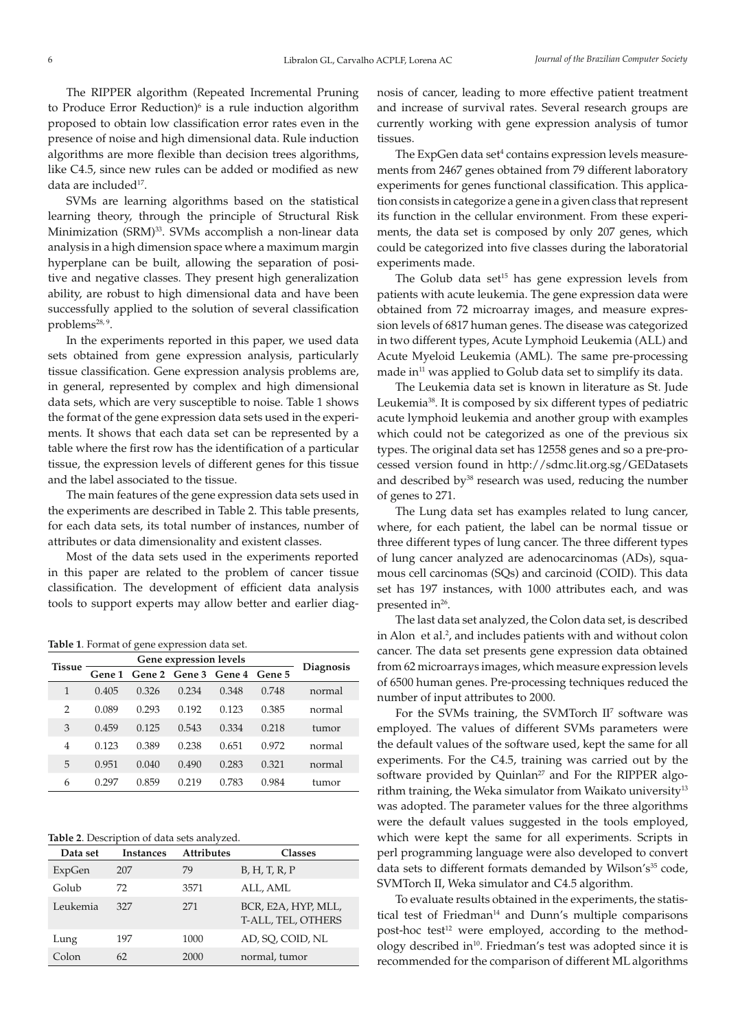The RIPPER algorithm (Repeated Incremental Pruning to Produce Error Reduction)[6] is a rule induction algorithm proposed to obtain low classification error rates even in the presence of noise and high dimensional data. Rule induction algorithms are more flexible than decision trees algorithms, like C4.5, since new rules can be added or modified as new data are included[17].

SVMs are learning algorithms based on the statistical learning theory, through the principle of Structural Risk Minimization (SRM)[33]. SVMs accomplish a non-linear data analysis in a high dimension space where a maximum margin hyperplane can be built, allowing the separation of positive and negative classes. They present high generalization ability, are robust to high dimensional data and have been successfully applied to the solution of several classification problems[28, 9].

In the experiments reported in this paper, we used data sets obtained from gene expression analysis, particularly tissue classification. Gene expression analysis problems are, in general, represented by complex and high dimensional data sets, which are very susceptible to noise. Table 1 shows the format of the gene expression data sets used in the experiments. It shows that each data set can be represented by a table where the first row has the identification of a particular tissue, the expression levels of different genes for this tissue and the label associated to the tissue.

The main features of the gene expression data sets used in the experiments are described in Table 2. This table presents, for each data sets, its total number of instances, number of attributes or data dimensionality and existent classes.

Most of the data sets used in the experiments reported in this paper are related to the problem of cancer tissue classification. The development of efficient data analysis tools to support experts may allow better and earlier diagnosis of cancer, leading to more effective patient treatment and increase of survival rates. Several research groups are currently working with gene expression analysis of tumor tissues.

**Table 1**. Format of gene expression data set.

| Tissue | Gene expression levels | | | | | Diagnosis |
|---|---|---|---|---|---|---|
| | Gene 1 | Gene 2 | Gene 3 | Gene 4 | Gene 5 | |
| 1 | 0.405 | 0.326 | 0.234 | 0.348 | 0.748 | normal |
| 2 | 0.089 | 0.293 | 0.192 | 0.123 | 0.385 | normal |
| 3 | 0.459 | 0.125 | 0.543 | 0.334 | 0.218 | tumor |
| 4 | 0.123 | 0.389 | 0.238 | 0.651 | 0.972 | normal |
| 5 | 0.951 | 0.040 | 0.490 | 0.283 | 0.321 | normal |
| 6 | 0.297 | 0.859 | 0.219 | 0.783 | 0.984 | tumor |

**Table 2**. Description of data sets analyzed.

| Data set | Instances | Attributes | Classes |
|---|---|---|---|
| ExpGen | 207 | 79 | B, H, T, R, P |
| Golub | 72 | 3571 | ALL, AML |
| Leukemia | 327 | 271 | BCR, E2A, HYP, MLL, T-ALL, TEL, OTHERS |
| Lung | 197 | 1000 | AD, SQ, COID, NL |
| Colon | 62 | 2000 | normal, tumor |

The ExpGen data set[4] contains expression levels measurements from 2467 genes obtained from 79 different laboratory experiments for genes functional classification. This application consists in categorize a gene in a given class that represent its function in the cellular environment. From these experiments, the data set is composed by only 207 genes, which could be categorized into five classes during the laboratorial experiments made.

The Golub data set[15] has gene expression levels from patients with acute leukemia. The gene expression data were obtained from 72 microarray images, and measure expression levels of 6817 human genes. The disease was categorized in two different types, Acute Lymphoid Leukemia (ALL) and Acute Myeloid Leukemia (AML). The same pre-processing made in[11] was applied to Golub data set to simplify its data.

The Leukemia data set is known in literature as St. Jude Leukemia[38]. It is composed by six different types of pediatric acute lymphoid leukemia and another group with examples which could not be categorized as one of the previous six types. The original data set has 12558 genes and so a pre-processed version found in http://sdmc.lit.org.sg/GEDatasets and described by[38] research was used, reducing the number of genes to 271.

The Lung data set has examples related to lung cancer, where, for each patient, the label can be normal tissue or three different types of lung cancer. The three different types of lung cancer analyzed are adenocarcinomas (ADs), squamous cell carcinomas (SQs) and carcinoid (COID). This data set has 197 instances, with 1000 attributes each, and was presented in[26].

The last data set analyzed, the Colon data set, is described in Alon et al.[2], and includes patients with and without colon cancer. The data set presents gene expression data obtained from 62 microarrays images, which measure expression levels of 6500 human genes. Pre-processing techniques reduced the number of input attributes to 2000.

For the SVMs training, the SVMTorch II[7] software was employed. The values of different SVMs parameters were the default values of the software used, kept the same for all experiments. For the C4.5, training was carried out by the software provided by Quinlan[27] and For the RIPPER algorithm training, the Weka simulator from Waikato university[13] was adopted. The parameter values for the three algorithms were the default values suggested in the tools employed, which were kept the same for all experiments. Scripts in perl programming language were also developed to convert data sets to different formats demanded by Wilson's[35] code, SVMTorch II, Weka simulator and C4.5 algorithm.

To evaluate results obtained in the experiments, the statistical test of Friedman[14] and Dunn's multiple comparisons post-hoc test[12] were employed, according to the methodology described in[10]. Friedman's test was adopted since it is recommended for the comparison of different ML algorithms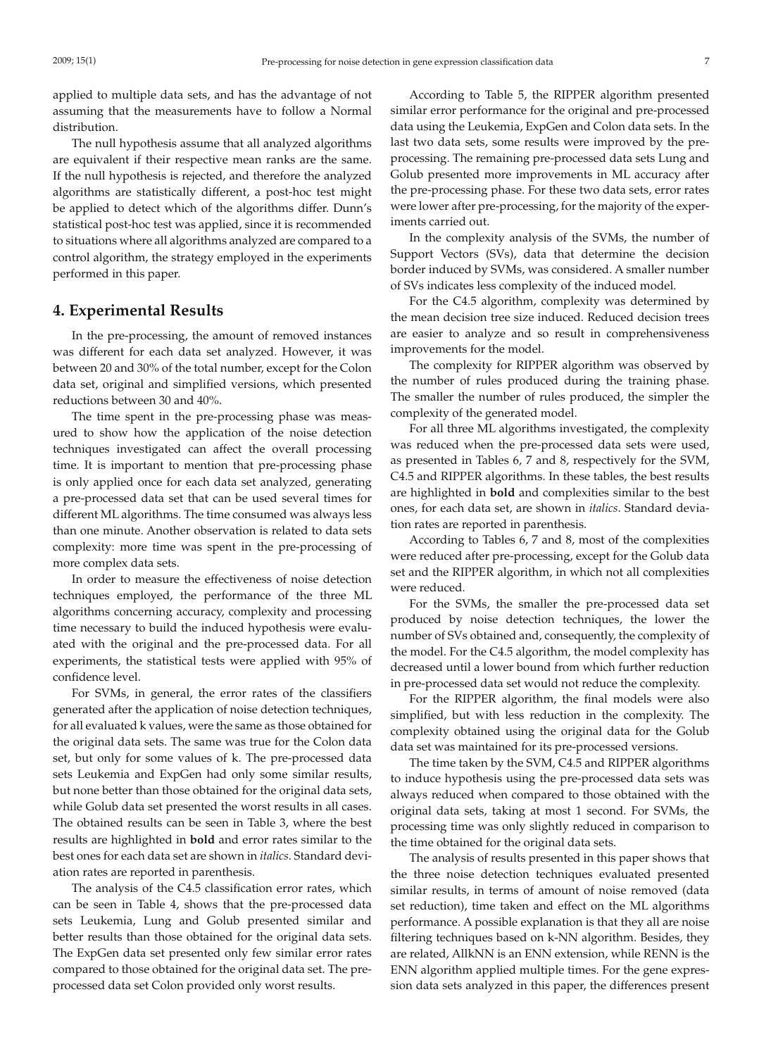applied to multiple data sets, and has the advantage of not assuming that the measurements have to follow a Normal distribution.

The null hypothesis assume that all analyzed algorithms are equivalent if their respective mean ranks are the same. If the null hypothesis is rejected, and therefore the analyzed algorithms are statistically different, a post-hoc test might be applied to detect which of the algorithms differ. Dunn's statistical post-hoc test was applied, since it is recommended to situations where all algorithms analyzed are compared to a control algorithm, the strategy employed in the experiments performed in this paper.

## 4. Experimental Results

In the pre-processing, the amount of removed instances was different for each data set analyzed. However, it was between 20 and 30% of the total number, except for the Colon data set, original and simplified versions, which presented reductions between 30 and 40%.

The time spent in the pre-processing phase was measured to show how the application of the noise detection techniques investigated can affect the overall processing time. It is important to mention that pre-processing phase is only applied once for each data set analyzed, generating a pre-processed data set that can be used several times for different ML algorithms. The time consumed was always less than one minute. Another observation is related to data sets complexity: more time was spent in the pre-processing of more complex data sets.

In order to measure the effectiveness of noise detection techniques employed, the performance of the three ML algorithms concerning accuracy, complexity and processing time necessary to build the induced hypothesis were evaluated with the original and the pre-processed data. For all experiments, the statistical tests were applied with 95% of confidence level.

For SVMs, in general, the error rates of the classifiers generated after the application of noise detection techniques, for all evaluated k values, were the same as those obtained for the original data sets. The same was true for the Colon data set, but only for some values of k. The pre-processed data sets Leukemia and ExpGen had only some similar results, but none better than those obtained for the original data sets, while Golub data set presented the worst results in all cases. The obtained results can be seen in Table 3, where the best results are highlighted in **bold** and error rates similar to the best ones for each data set are shown in *italics*. Standard deviation rates are reported in parenthesis.

The analysis of the C4.5 classification error rates, which can be seen in Table 4, shows that the pre-processed data sets Leukemia, Lung and Golub presented similar and better results than those obtained for the original data sets. The ExpGen data set presented only few similar error rates compared to those obtained for the original data set. The pre-processed data set Colon provided only worst results.

According to Table 5, the RIPPER algorithm presented similar error performance for the original and pre-processed data using the Leukemia, ExpGen and Colon data sets. In the last two data sets, some results were improved by the pre-processing. The remaining pre-processed data sets Lung and Golub presented more improvements in ML accuracy after the pre-processing phase. For these two data sets, error rates were lower after pre-processing, for the majority of the experiments carried out.

In the complexity analysis of the SVMs, the number of Support Vectors (SVs), data that determine the decision border induced by SVMs, was considered. A smaller number of SVs indicates less complexity of the induced model.

For the C4.5 algorithm, complexity was determined by the mean decision tree size induced. Reduced decision trees are easier to analyze and so result in comprehensiveness improvements for the model.

The complexity for RIPPER algorithm was observed by the number of rules produced during the training phase. The smaller the number of rules produced, the simpler the complexity of the generated model.

For all three ML algorithms investigated, the complexity was reduced when the pre-processed data sets were used, as presented in Tables 6, 7 and 8, respectively for the SVM, C4.5 and RIPPER algorithms. In these tables, the best results are highlighted in **bold** and complexities similar to the best ones, for each data set, are shown in *italics*. Standard deviation rates are reported in parenthesis.

According to Tables 6, 7 and 8, most of the complexities were reduced after pre-processing, except for the Golub data set and the RIPPER algorithm, in which not all complexities were reduced.

For the SVMs, the smaller the pre-processed data set produced by noise detection techniques, the lower the number of SVs obtained and, consequently, the complexity of the model. For the C4.5 algorithm, the model complexity has decreased until a lower bound from which further reduction in pre-processed data set would not reduce the complexity.

For the RIPPER algorithm, the final models were also simplified, but with less reduction in the complexity. The complexity obtained using the original data for the Golub data set was maintained for its pre-processed versions.

The time taken by the SVM, C4.5 and RIPPER algorithms to induce hypothesis using the pre-processed data sets was always reduced when compared to those obtained with the original data sets, taking at most 1 second. For SVMs, the processing time was only slightly reduced in comparison to the time obtained for the original data sets.

The analysis of results presented in this paper shows that the three noise detection techniques evaluated presented similar results, in terms of amount of noise removed (data set reduction), time taken and effect on the ML algorithms performance. A possible explanation is that they all are noise filtering techniques based on k-NN algorithm. Besides, they are related, AllkNN is an ENN extension, while RENN is the ENN algorithm applied multiple times. For the gene expression data sets analyzed in this paper, the differences present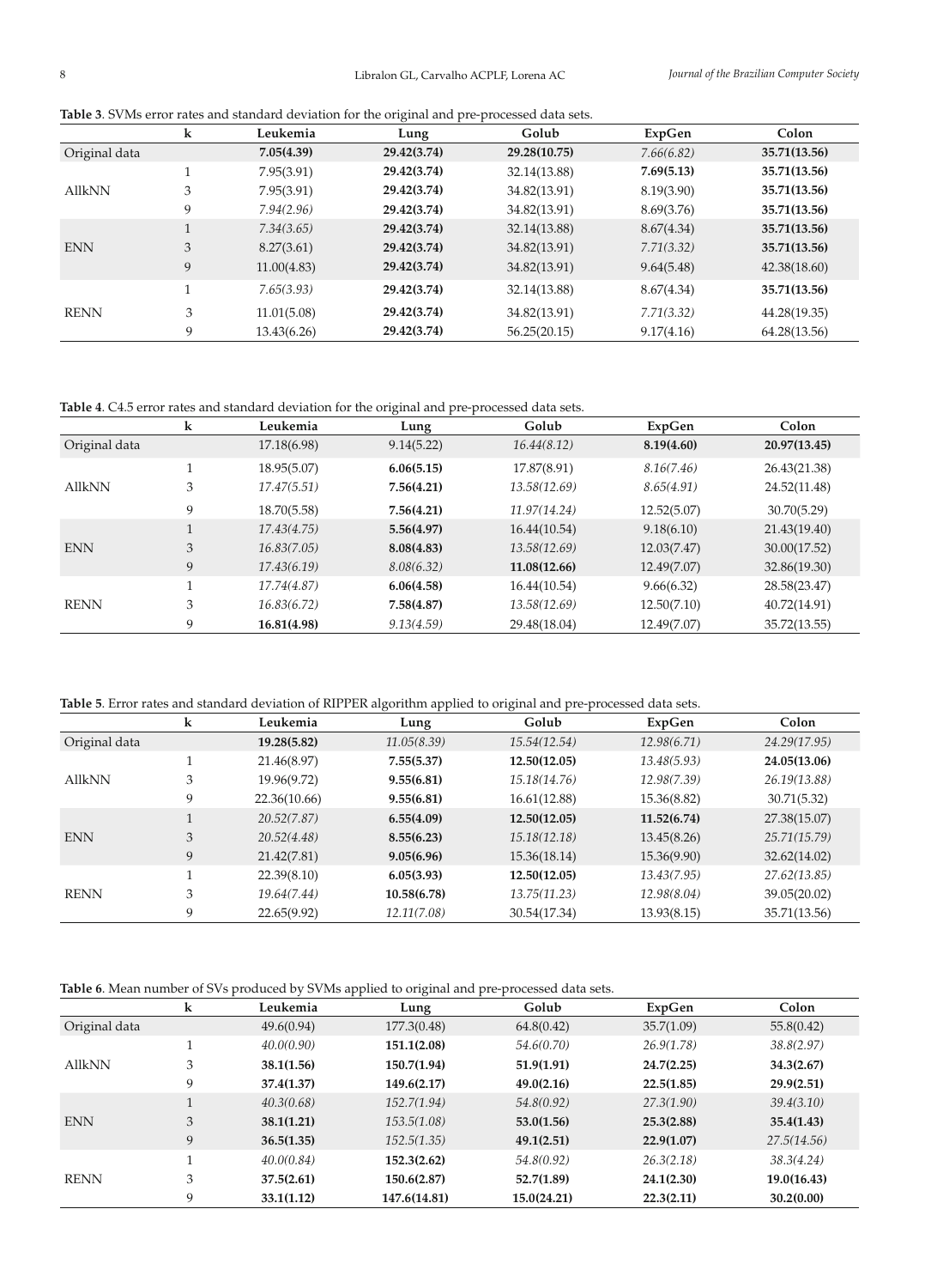**Table 3**. SVMs error rates and standard deviation for the original and pre-processed data sets.

| | k | Leukemia | Lung | Golub | ExpGen | Colon |
|---|---|---|---|---|---|---|
| Original data | | **7.05(4.39)** | **29.42(3.74)** | **29.28(10.75)** | *7.66(6.82)* | **35.71(13.56)** |
| AllkNN | 1 | 7.95(3.91) | **29.42(3.74)** | 32.14(13.88) | **7.69(5.13)** | **35.71(13.56)** |
| | 3 | 7.95(3.91) | **29.42(3.74)** | 34.82(13.91) | 8.19(3.90) | **35.71(13.56)** |
| | 9 | *7.94(2.96)* | **29.42(3.74)** | 34.82(13.91) | 8.69(3.76) | **35.71(13.56)** |
| ENN | 1 | *7.34(3.65)* | **29.42(3.74)** | 32.14(13.88) | 8.67(4.34) | **35.71(13.56)** |
| | 3 | 8.27(3.61) | **29.42(3.74)** | 34.82(13.91) | *7.71(3.32)* | **35.71(13.56)** |
| | 9 | 11.00(4.83) | **29.42(3.74)** | 34.82(13.91) | 9.64(5.48) | 42.38(18.60) |
| RENN | 1 | *7.65(3.93)* | **29.42(3.74)** | 32.14(13.88) | 8.67(4.34) | **35.71(13.56)** |
| | 3 | 11.01(5.08) | **29.42(3.74)** | 34.82(13.91) | *7.71(3.32)* | 44.28(19.35) |
| | 9 | 13.43(6.26) | **29.42(3.74)** | 56.25(20.15) | 9.17(4.16) | 64.28(13.56) |

**Table 4**. C4.5 error rates and standard deviation for the original and pre-processed data sets.

| | k | Leukemia | Lung | Golub | ExpGen | Colon |
|---|---|---|---|---|---|---|
| Original data | | 17.18(6.98) | 9.14(5.22) | *16.44(8.12)* | **8.19(4.60)** | **20.97(13.45)** |
| AllkNN | 1 | 18.95(5.07) | **6.06(5.15)** | 17.87(8.91) | *8.16(7.46)* | 26.43(21.38) |
| | 3 | *17.47(5.51)* | **7.56(4.21)** | *13.58(12.69)* | *8.65(4.91)* | 24.52(11.48) |
| | 9 | 18.70(5.58) | **7.56(4.21)** | *11.97(14.24)* | 12.52(5.07) | 30.70(5.29) |
| ENN | 1 | *17.43(4.75)* | **5.56(4.97)** | 16.44(10.54) | 9.18(6.10) | 21.43(19.40) |
| | 3 | *16.83(7.05)* | **8.08(4.83)** | *13.58(12.69)* | 12.03(7.47) | 30.00(17.52) |
| | 9 | *17.43(6.19)* | *8.08(6.32)* | **11.08(12.66)** | 12.49(7.07) | 32.86(19.30) |
| RENN | 1 | *17.74(4.87)* | **6.06(4.58)** | 16.44(10.54) | 9.66(6.32) | 28.58(23.47) |
| | 3 | *16.83(6.72)* | **7.58(4.87)** | *13.58(12.69)* | 12.50(7.10) | 40.72(14.91) |
| | 9 | **16.81(4.98)** | *9.13(4.59)* | 29.48(18.04) | 12.49(7.07) | 35.72(13.55) |

**Table 5**. Error rates and standard deviation of RIPPER algorithm applied to original and pre-processed data sets.

| | k | Leukemia | Lung | Golub | ExpGen | Colon |
|---|---|---|---|---|---|---|
| Original data | | **19.28(5.82)** | *11.05(8.39)* | *15.54(12.54)* | *12.98(6.71)* | *24.29(17.95)* |
| AllkNN | 1 | 21.46(8.97) | **7.55(5.37)** | **12.50(12.05)** | *13.48(5.93)* | **24.05(13.06)** |
| | 3 | 19.96(9.72) | **9.55(6.81)** | *15.18(14.76)* | *12.98(7.39)* | *26.19(13.88)* |
| | 9 | 22.36(10.66) | **9.55(6.81)** | 16.61(12.88) | 15.36(8.82) | 30.71(5.32) |
| ENN | 1 | *20.52(7.87)* | **6.55(4.09)** | **12.50(12.05)** | **11.52(6.74)** | 27.38(15.07) |
| | 3 | *20.52(4.48)* | **8.55(6.23)** | *15.18(12.18)* | 13.45(8.26) | *25.71(15.79)* |
| | 9 | 21.42(7.81) | **9.05(6.96)** | 15.36(18.14) | 15.36(9.90) | 32.62(14.02) |
| RENN | 1 | 22.39(8.10) | **6.05(3.93)** | **12.50(12.05)** | *13.43(7.95)* | *27.62(13.85)* |
| | 3 | *19.64(7.44)* | **10.58(6.78)** | *13.75(11.23)* | *12.98(8.04)* | 39.05(20.02) |
| | 9 | 22.65(9.92) | *12.11(7.08)* | 30.54(17.34) | 13.93(8.15) | 35.71(13.56) |

**Table 6**. Mean number of SVs produced by SVMs applied to original and pre-processed data sets.

| | k | Leukemia | Lung | Golub | ExpGen | Colon |
|---|---|---|---|---|---|---|
| Original data | | 49.6(0.94) | 177.3(0.48) | 64.8(0.42) | 35.7(1.09) | 55.8(0.42) |
| AllkNN | 1 | *40.0(0.90)* | **151.1(2.08)** | *54.6(0.70)* | *26.9(1.78)* | *38.8(2.97)* |
| | 3 | **38.1(1.56)** | **150.7(1.94)** | **51.9(1.91)** | **24.7(2.25)** | **34.3(2.67)** |
| | 9 | **37.4(1.37)** | **149.6(2.17)** | **49.0(2.16)** | **22.5(1.85)** | **29.9(2.51)** |
| ENN | 1 | *40.3(0.68)* | *152.7(1.94)* | *54.8(0.92)* | *27.3(1.90)* | *39.4(3.10)* |
| | 3 | **38.1(1.21)** | *153.5(1.08)* | **53.0(1.56)** | **25.3(2.88)** | **35.4(1.43)** |
| | 9 | **36.5(1.35)** | *152.5(1.35)* | **49.1(2.51)** | **22.9(1.07)** | *27.5(14.56)* |
| RENN | 1 | *40.0(0.84)* | **152.3(2.62)** | *54.8(0.92)* | *26.3(2.18)* | *38.3(4.24)* |
| | 3 | **37.5(2.61)** | **150.6(2.87)** | **52.7(1.89)** | **24.1(2.30)** | **19.0(16.43)** |
| | 9 | **33.1(1.12)** | **147.6(14.81)** | **15.0(24.21)** | **22.3(2.11)** | **30.2(0.00)** |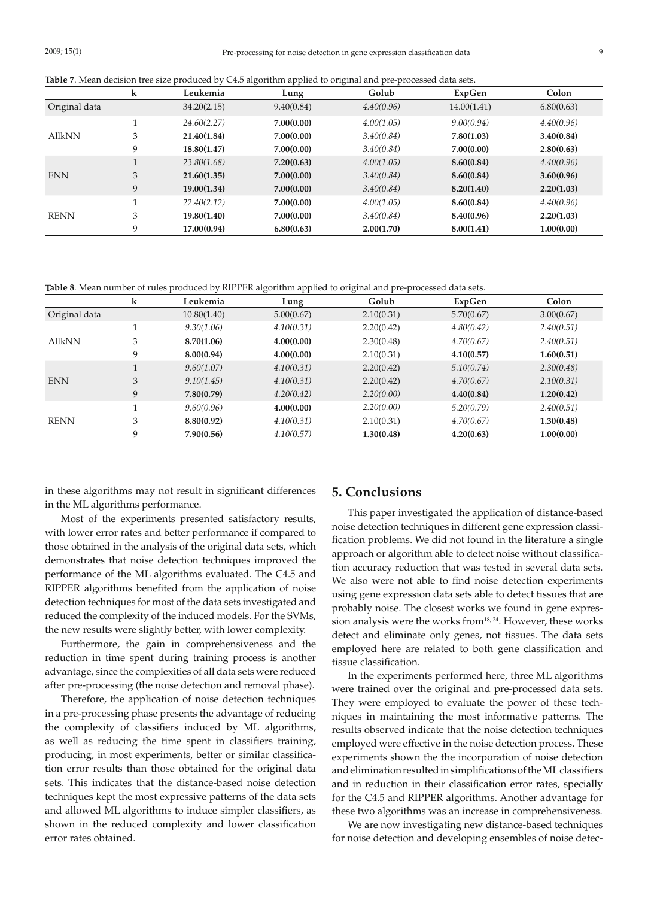**Table 7**. Mean decision tree size produced by C4.5 algorithm applied to original and pre-processed data sets.

| | k | Leukemia | Lung | Golub | ExpGen | Colon |
|---|---|---|---|---|---|---|
| Original data | | 34.20(2.15) | 9.40(0.84) | *4.40(0.96)* | 14.00(1.41) | 6.80(0.63) |
| AllkNN | 1 | *24.60(2.27)* | **7.00(0.00)** | *4.00(1.05)* | *9.00(0.94)* | *4.40(0.96)* |
| | 3 | **21.40(1.84)** | **7.00(0.00)** | *3.40(0.84)* | **7.80(1.03)** | **3.40(0.84)** |
| | 9 | **18.80(1.47)** | **7.00(0.00)** | *3.40(0.84)* | **7.00(0.00)** | **2.80(0.63)** |
| ENN | 1 | *23.80(1.68)* | **7.20(0.63)** | *4.00(1.05)* | **8.60(0.84)** | *4.40(0.96)* |
| | 3 | **21.60(1.35)** | **7.00(0.00)** | *3.40(0.84)* | **8.60(0.84)** | **3.60(0.96)** |
| | 9 | **19.00(1.34)** | **7.00(0.00)** | *3.40(0.84)* | **8.20(1.40)** | **2.20(1.03)** |
| RENN | 1 | *22.40(2.12)* | **7.00(0.00)** | *4.00(1.05)* | **8.60(0.84)** | *4.40(0.96)* |
| | 3 | **19.80(1.40)** | **7.00(0.00)** | *3.40(0.84)* | **8.40(0.96)** | **2.20(1.03)** |
| | 9 | **17.00(0.94)** | **6.80(0.63)** | **2.00(1.70)** | **8.00(1.41)** | **1.00(0.00)** |

**Table 8**. Mean number of rules produced by RIPPER algorithm applied to original and pre-processed data sets.

| | k | Leukemia | Lung | Golub | ExpGen | Colon |
|---|---|---|---|---|---|---|
| Original data | | 10.80(1.40) | 5.00(0.67) | 2.10(0.31) | 5.70(0.67) | 3.00(0.67) |
| AllkNN | 1 | *9.30(1.06)* | *4.10(0.31)* | 2.20(0.42) | *4.80(0.42)* | *2.40(0.51)* |
| | 3 | **8.70(1.06)** | **4.00(0.00)** | 2.30(0.48) | *4.70(0.67)* | *2.40(0.51)* |
| | 9 | **8.00(0.94)** | **4.00(0.00)** | 2.10(0.31) | **4.10(0.57)** | **1.60(0.51)** |
| ENN | 1 | *9.60(1.07)* | *4.10(0.31)* | 2.20(0.42) | *5.10(0.74)* | *2.30(0.48)* |
| | 3 | *9.10(1.45)* | *4.10(0.31)* | 2.20(0.42) | *4.70(0.67)* | *2.10(0.31)* |
| | 9 | **7.80(0.79)** | *4.20(0.42)* | *2.20(0.00)* | **4.40(0.84)** | **1.20(0.42)** |
| RENN | 1 | *9.60(0.96)* | **4.00(0.00)** | *2.20(0.00)* | *5.20(0.79)* | *2.40(0.51)* |
| | 3 | **8.80(0.92)** | *4.10(0.31)* | 2.10(0.31) | *4.70(0.67)* | **1.30(0.48)** |
| | 9 | **7.90(0.56)** | *4.10(0.57)* | **1.30(0.48)** | **4.20(0.63)** | **1.00(0.00)** |

in these algorithms may not result in significant differences in the ML algorithms performance.

Most of the experiments presented satisfactory results, with lower error rates and better performance if compared to those obtained in the analysis of the original data sets, which demonstrates that noise detection techniques improved the performance of the ML algorithms evaluated. The C4.5 and RIPPER algorithms benefited from the application of noise detection techniques for most of the data sets investigated and reduced the complexity of the induced models. For the SVMs, the new results were slightly better, with lower complexity.

Furthermore, the gain in comprehensiveness and the reduction in time spent during training process is another advantage, since the complexities of all data sets were reduced after pre-processing (the noise detection and removal phase).

Therefore, the application of noise detection techniques in a pre-processing phase presents the advantage of reducing the complexity of classifiers induced by ML algorithms, as well as reducing the time spent in classifiers training, producing, in most experiments, better or similar classification error results than those obtained for the original data sets. This indicates that the distance-based noise detection techniques kept the most expressive patterns of the data sets and allowed ML algorithms to induce simpler classifiers, as shown in the reduced complexity and lower classification error rates obtained.

## 5. Conclusions

This paper investigated the application of distance-based noise detection techniques in different gene expression classification problems. We did not found in the literature a single approach or algorithm able to detect noise without classification accuracy reduction that was tested in several data sets. We also were not able to find noise detection experiments using gene expression data sets able to detect tissues that are probably noise. The closest works we found in gene expression analysis were the works from[18, 24]. However, these works detect and eliminate only genes, not tissues. The data sets employed here are related to both gene classification and tissue classification.

In the experiments performed here, three ML algorithms were trained over the original and pre-processed data sets. They were employed to evaluate the power of these techniques in maintaining the most informative patterns. The results observed indicate that the noise detection techniques employed were effective in the noise detection process. These experiments shown the the incorporation of noise detection and elimination resulted in simplifications of the ML classifiers and in reduction in their classification error rates, specially for the C4.5 and RIPPER algorithms. Another advantage for these two algorithms was an increase in comprehensiveness.

We are now investigating new distance-based techniques for noise detection and developing ensembles of noise detec-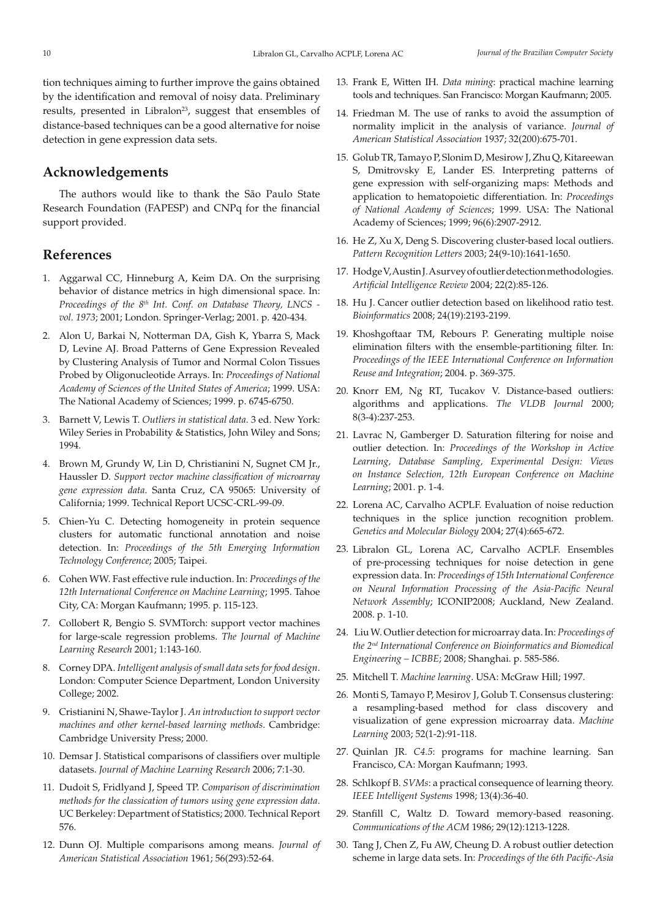tion techniques aiming to further improve the gains obtained by the identification and removal of noisy data. Preliminary results, presented in Libralon[23], suggest that ensembles of distance-based techniques can be a good alternative for noise detection in gene expression data sets.

## Acknowledgements

The authors would like to thank the São Paulo State Research Foundation (FAPESP) and CNPq for the financial support provided.

## References

1. Aggarwal CC, Hinneburg A, Keim DA. On the surprising behavior of distance metrics in high dimensional space. In: *Proceedings of the 8th Int. Conf. on Database Theory, LNCS - vol. 1973*; 2001; London. Springer-Verlag; 2001. p. 420-434.
2. Alon U, Barkai N, Notterman DA, Gish K, Ybarra S, Mack D, Levine AJ. Broad Patterns of Gene Expression Revealed by Clustering Analysis of Tumor and Normal Colon Tissues Probed by Oligonucleotide Arrays. In: *Proceedings of National Academy of Sciences of the United States of America*; 1999. USA: The National Academy of Sciences; 1999. p. 6745-6750.
3. Barnett V, Lewis T. *Outliers in statistical data.* 3 ed. New York: Wiley Series in Probability & Statistics, John Wiley and Sons; 1994.
4. Brown M, Grundy W, Lin D, Christianini N, Sugnet CM Jr., Haussler D. *Support vector machine classification of microarray gene expression data*. Santa Cruz, CA 95065: University of California; 1999. Technical Report UCSC-CRL-99-09.
5. Chien-Yu C. Detecting homogeneity in protein sequence clusters for automatic functional annotation and noise detection. In: *Proceedings of the 5th Emerging Information Technology Conference*; 2005; Taipei.
6. Cohen WW. Fast effective rule induction. In: *Proceedings of the 12th International Conference on Machine Learning*; 1995. Tahoe City, CA: Morgan Kaufmann; 1995. p. 115-123.
7. Collobert R, Bengio S. SVMTorch: support vector machines for large-scale regression problems. *The Journal of Machine Learning Research* 2001; 1:143-160.
8. Corney DPA. *Intelligent analysis of small data sets for food design*. London: Computer Science Department, London University College; 2002.
9. Cristianini N, Shawe-Taylor J. *An introduction to support vector machines and other kernel-based learning methods*. Cambridge: Cambridge University Press; 2000.
10. Demsar J. Statistical comparisons of classifiers over multiple datasets. *Journal of Machine Learning Research* 2006; 7:1-30.
11. Dudoit S, Fridlyand J, Speed TP. *Comparison of discrimination methods for the classication of tumors using gene expression data*. UC Berkeley: Department of Statistics; 2000. Technical Report 576.
12. Dunn OJ. Multiple comparisons among means. *Journal of American Statistical Association* 1961; 56(293):52-64.
13. Frank E, Witten IH. *Data mining*: practical machine learning tools and techniques. San Francisco: Morgan Kaufmann; 2005.
14. Friedman M. The use of ranks to avoid the assumption of normality implicit in the analysis of variance. *Journal of American Statistical Association* 1937; 32(200):675-701.
15. Golub TR, Tamayo P, Slonim D, Mesirow J, Zhu Q, Kitareewan S, Dmitrovsky E, Lander ES. Interpreting patterns of gene expression with self-organizing maps: Methods and application to hematopoietic differentiation. In: *Proceedings of National Academy of Sciences*; 1999. USA: The National Academy of Sciences; 1999; 96(6):2907-2912.
16. He Z, Xu X, Deng S. Discovering cluster-based local outliers. *Pattern Recognition Letters* 2003; 24(9-10):1641-1650.
17. Hodge V, Austin J. A survey of outlier detection methodologies. *Artificial Intelligence Review* 2004; 22(2):85-126.
18. Hu J. Cancer outlier detection based on likelihood ratio test. *Bioinformatics* 2008; 24(19):2193-2199.
19. Khoshgoftaar TM, Rebours P. Generating multiple noise elimination filters with the ensemble-partitioning filter. In: *Proceedings of the IEEE International Conference on Information Reuse and Integration*; 2004. p. 369-375.
20. Knorr EM, Ng RT, Tucakov V. Distance-based outliers: algorithms and applications. *The VLDB Journal* 2000; 8(3-4):237-253.
21. Lavrac N, Gamberger D. Saturation filtering for noise and outlier detection. In: *Proceedings of the Workshop in Active Learning, Database Sampling, Experimental Design: Views on Instance Selection, 12th European Conference on Machine Learning*; 2001. p. 1-4.
22. Lorena AC, Carvalho ACPLF. Evaluation of noise reduction techniques in the splice junction recognition problem. *Genetics and Molecular Biology* 2004; 27(4):665-672.
23. Libralon GL, Lorena AC, Carvalho ACPLF. Ensembles of pre-processing techniques for noise detection in gene expression data. In: *Proceedings of 15th International Conference on Neural Information Processing of the Asia-Pacific Neural Network Assembly*; ICONIP2008; Auckland, New Zealand. 2008. p. 1-10.
24. Liu W. Outlier detection for microarray data. In: *Proceedings of the 2nd International Conference on Bioinformatics and Biomedical Engineering – ICBBE*; 2008; Shanghai. p. 585-586.
25. Mitchell T. *Machine learning*. USA: McGraw Hill; 1997.
26. Monti S, Tamayo P, Mesirov J, Golub T. Consensus clustering: a resampling-based method for class discovery and visualization of gene expression microarray data. *Machine Learning* 2003; 52(1-2):91-118.
27. Quinlan JR. *C4.5*: programs for machine learning. San Francisco, CA: Morgan Kaufmann; 1993.
28. Schlkopf B. *SVMs*: a practical consequence of learning theory. *IEEE Intelligent Systems* 1998; 13(4):36-40.
29. Stanfill C, Waltz D. Toward memory-based reasoning. *Communications of the ACM* 1986; 29(12):1213-1228.
30. Tang J, Chen Z, Fu AW, Cheung D. A robust outlier detection scheme in large data sets. In: *Proceedings of the 6th Pacific-Asia*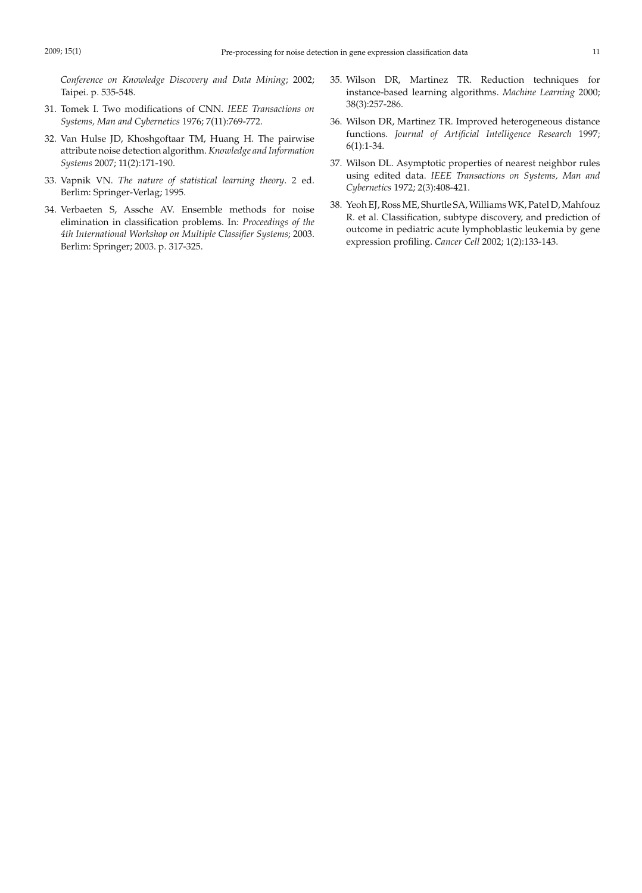*Conference on Knowledge Discovery and Data Mining*; 2002; Taipei. p. 535-548.

31. Tomek I. Two modifications of CNN. *IEEE Transactions on Systems, Man and Cybernetics* 1976; 7(11):769-772.
32. Van Hulse JD, Khoshgoftaar TM, Huang H. The pairwise attribute noise detection algorithm. *Knowledge and Information Systems* 2007; 11(2):171-190.
33. Vapnik VN. *The nature of statistical learning theory*. 2 ed. Berlim: Springer-Verlag; 1995.
34. Verbaeten S, Assche AV. Ensemble methods for noise elimination in classification problems. In: *Proceedings of the 4th International Workshop on Multiple Classifier Systems*; 2003. Berlim: Springer; 2003. p. 317-325.
35. Wilson DR, Martinez TR. Reduction techniques for instance-based learning algorithms. *Machine Learning* 2000; 38(3):257-286.
36. Wilson DR, Martinez TR. Improved heterogeneous distance functions. *Journal of Artificial Intelligence Research* 1997; 6(1):1-34.
37. Wilson DL. Asymptotic properties of nearest neighbor rules using edited data. *IEEE Transactions on Systems, Man and Cybernetics* 1972; 2(3):408-421.
38. Yeoh EJ, Ross ME, Shurtle SA, Williams WK, Patel D, Mahfouz R. et al. Classification, subtype discovery, and prediction of outcome in pediatric acute lymphoblastic leukemia by gene expression profiling. *Cancer Cell* 2002; 1(2):133-143.